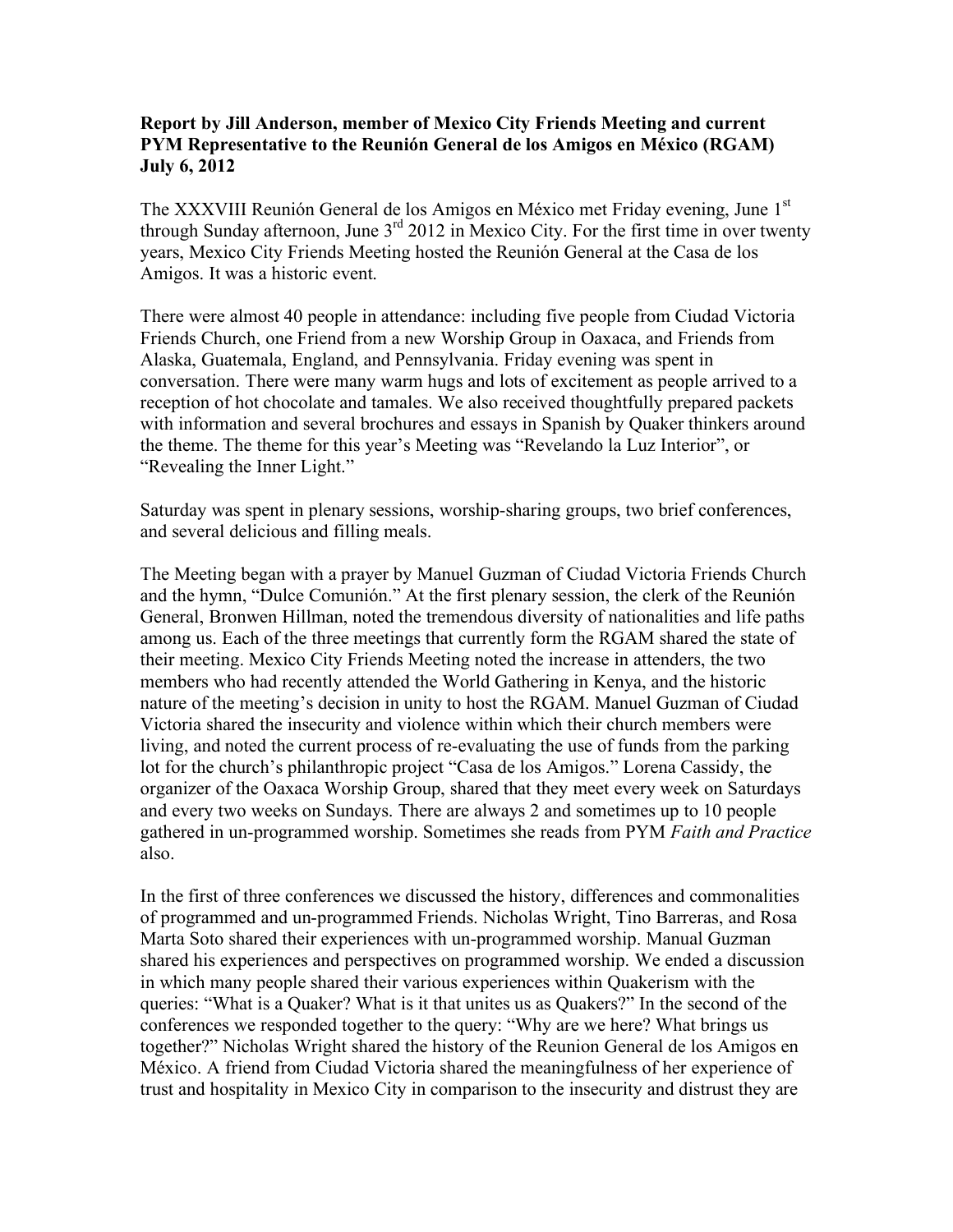**Report by Jill Anderson, member of Mexico City Friends Meeting and current PYM Representative to the Reunión General de los Amigos en México (RGAM) July 6, 2012**

The XXXVIII Reunión General de los Amigos en México met Friday evening, June 1st through Sunday afternoon, June 3rd 2012 in Mexico City. For the first time in over twenty years, Mexico City Friends Meeting hosted the Reunión General at the Casa de los Amigos. It was a historic event.

There were almost 40 people in attendance: including five people from Ciudad Victoria Friends Church, one Friend from a new Worship Group in Oaxaca, and Friends from Alaska, Guatemala, England, and Pennsylvania. Friday evening was spent in conversation. There were many warm hugs and lots of excitement as people arrived to a reception of hot chocolate and tamales. We also received thoughtfully prepared packets with information and several brochures and essays in Spanish by Quaker thinkers around the theme. The theme for this year's Meeting was "Revelando la Luz Interior", or "Revealing the Inner Light."

Saturday was spent in plenary sessions, worship-sharing groups, two brief conferences, and several delicious and filling meals.

The Meeting began with a prayer by Manuel Guzman of Ciudad Victoria Friends Church and the hymn, "Dulce Comunión." At the first plenary session, the clerk of the Reunión General, Bronwen Hillman, noted the tremendous diversity of nationalities and life paths among us. Each of the three meetings that currently form the RGAM shared the state of their meeting. Mexico City Friends Meeting noted the increase in attenders, the two members who had recently attended the World Gathering in Kenya, and the historic nature of the meeting's decision in unity to host the RGAM. Manuel Guzman of Ciudad Victoria shared the insecurity and violence within which their church members were living, and noted the current process of re-evaluating the use of funds from the parking lot for the church's philanthropic project "Casa de los Amigos." Lorena Cassidy, the organizer of the Oaxaca Worship Group, shared that they meet every week on Saturdays and every two weeks on Sundays. There are always 2 and sometimes up to 10 people gathered in un-programmed worship. Sometimes she reads from PYM *Faith and Practice* also.

In the first of three conferences we discussed the history, differences and commonalities of programmed and un-programmed Friends. Nicholas Wright, Tino Barreras, and Rosa Marta Soto shared their experiences with un-programmed worship. Manual Guzman shared his experiences and perspectives on programmed worship. We ended a discussion in which many people shared their various experiences within Quakerism with the queries: "What is a Quaker? What is it that unites us as Quakers?" In the second of the conferences we responded together to the query: "Why are we here? What brings us together?" Nicholas Wright shared the history of the Reunion General de los Amigos en México. A friend from Ciudad Victoria shared the meaningfulness of her experience of trust and hospitality in Mexico City in comparison to the insecurity and distrust they are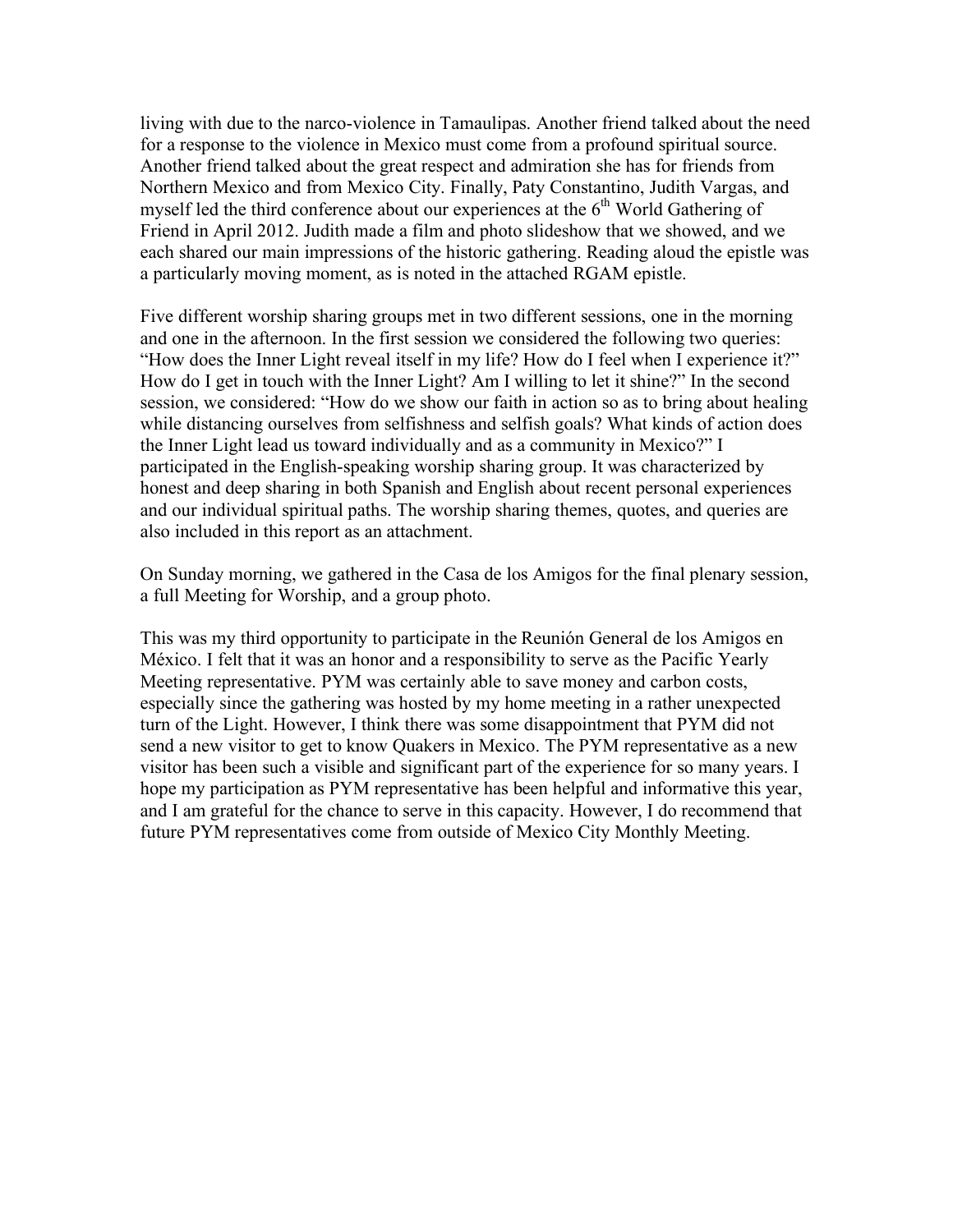living with due to the narco-violence in Tamaulipas. Another friend talked about the need for a response to the violence in Mexico must come from a profound spiritual source. Another friend talked about the great respect and admiration she has for friends from Northern Mexico and from Mexico City. Finally, Paty Constantino, Judith Vargas, and myself led the third conference about our experiences at the 6th World Gathering of Friend in April 2012. Judith made a film and photo slideshow that we showed, and we each shared our main impressions of the historic gathering. Reading aloud the epistle was a particularly moving moment, as is noted in the attached RGAM epistle.

Five different worship sharing groups met in two different sessions, one in the morning and one in the afternoon. In the first session we considered the following two queries: "How does the Inner Light reveal itself in my life? How do I feel when I experience it?" How do I get in touch with the Inner Light? Am I willing to let it shine?" In the second session, we considered: "How do we show our faith in action so as to bring about healing while distancing ourselves from selfishness and selfish goals? What kinds of action does the Inner Light lead us toward individually and as a community in Mexico?" I participated in the English-speaking worship sharing group. It was characterized by honest and deep sharing in both Spanish and English about recent personal experiences and our individual spiritual paths. The worship sharing themes, quotes, and queries are also included in this report as an attachment.

On Sunday morning, we gathered in the Casa de los Amigos for the final plenary session, a full Meeting for Worship, and a group photo.

This was my third opportunity to participate in the Reunión General de los Amigos en México. I felt that it was an honor and a responsibility to serve as the Pacific Yearly Meeting representative. PYM was certainly able to save money and carbon costs, especially since the gathering was hosted by my home meeting in a rather unexpected turn of the Light. However, I think there was some disappointment that PYM did not send a new visitor to get to know Quakers in Mexico. The PYM representative as a new visitor has been such a visible and significant part of the experience for so many years. I hope my participation as PYM representative has been helpful and informative this year, and I am grateful for the chance to serve in this capacity. However, I do recommend that future PYM representatives come from outside of Mexico City Monthly Meeting.